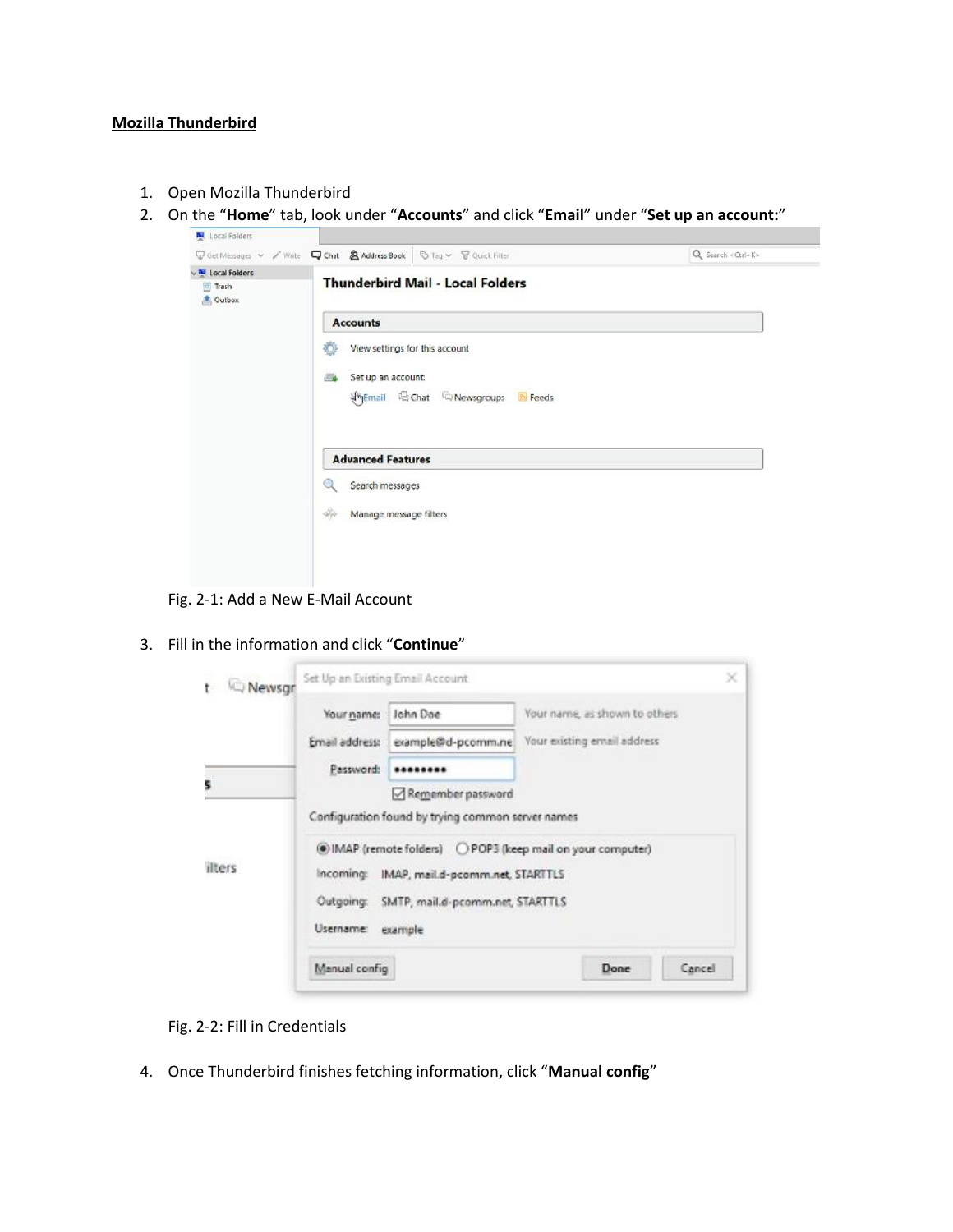**Mozilla Thunderbird**

1. Open Mozilla Thunderbird
2. On the "**Home**" tab, look under "**Accounts**" and click "**Email**" under "**Set up an account:**"

Fig. 2-1: Add a New E-Mail Account

3. Fill in the information and click "**Continue**"

Fig. 2-2: Fill in Credentials

4. Once Thunderbird finishes fetching information, click "**Manual config**"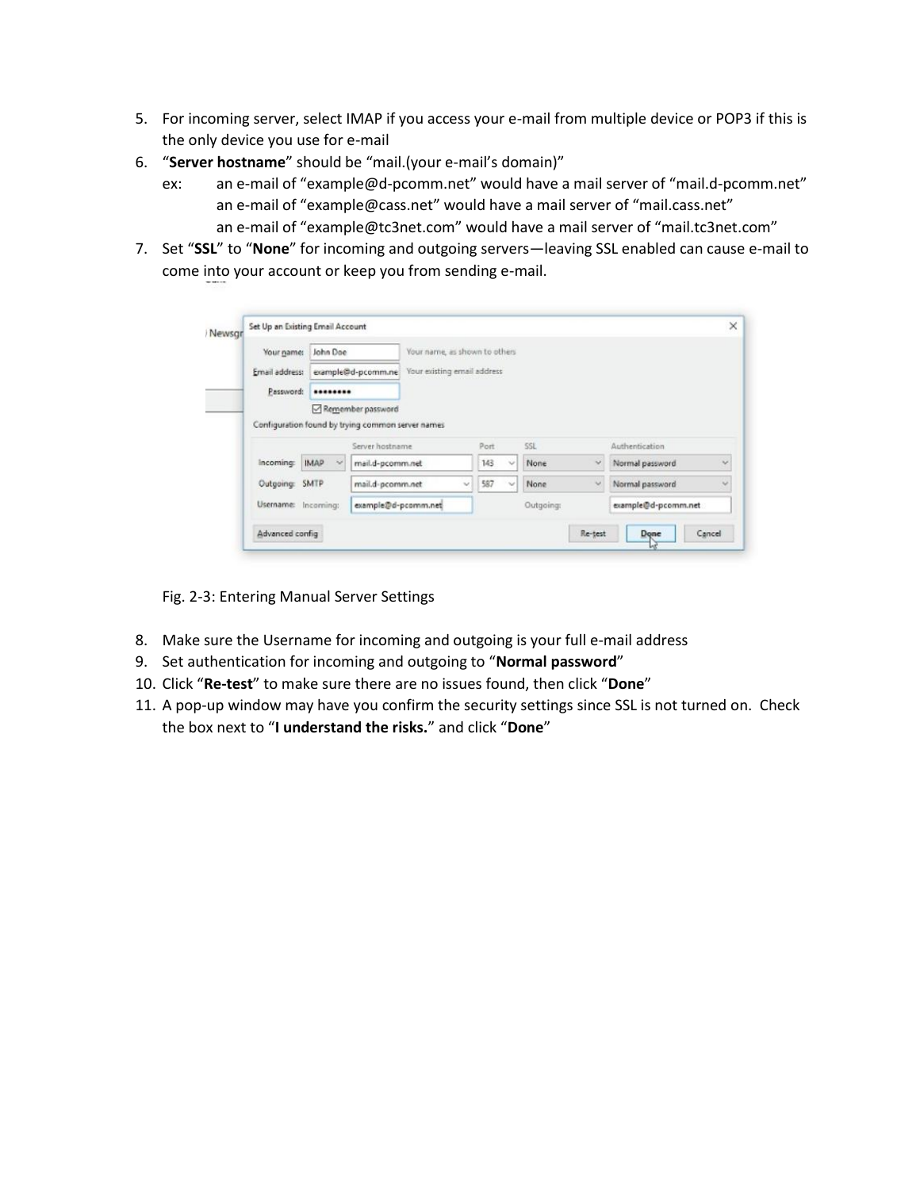5. For incoming server, select IMAP if you access your e-mail from multiple device or POP3 if this is the only device you use for e-mail
6. "**Server hostname**" should be "mail.(your e-mail's domain)"

   ex: an e-mail of "example@d-pcomm.net" would have a mail server of "mail.d-pcomm.net"
   an e-mail of "example@cass.net" would have a mail server of "mail.cass.net"
   an e-mail of "example@tc3net.com" would have a mail server of "mail.tc3net.com"
7. Set "**SSL**" to "**None**" for incoming and outgoing servers—leaving SSL enabled can cause e-mail to come into your account or keep you from sending e-mail.

Fig. 2-3: Entering Manual Server Settings

8. Make sure the Username for incoming and outgoing is your full e-mail address
9. Set authentication for incoming and outgoing to "**Normal password**"
10. Click "**Re-test**" to make sure there are no issues found, then click "**Done**"
11. A pop-up window may have you confirm the security settings since SSL is not turned on. Check the box next to "**I understand the risks.**" and click "**Done**"